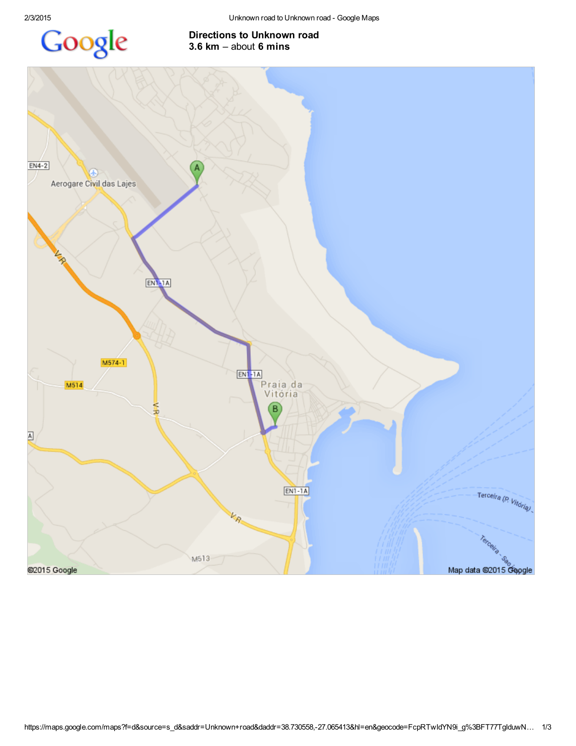# Directions to Unknown road

**3.6 km** – about **6 mins**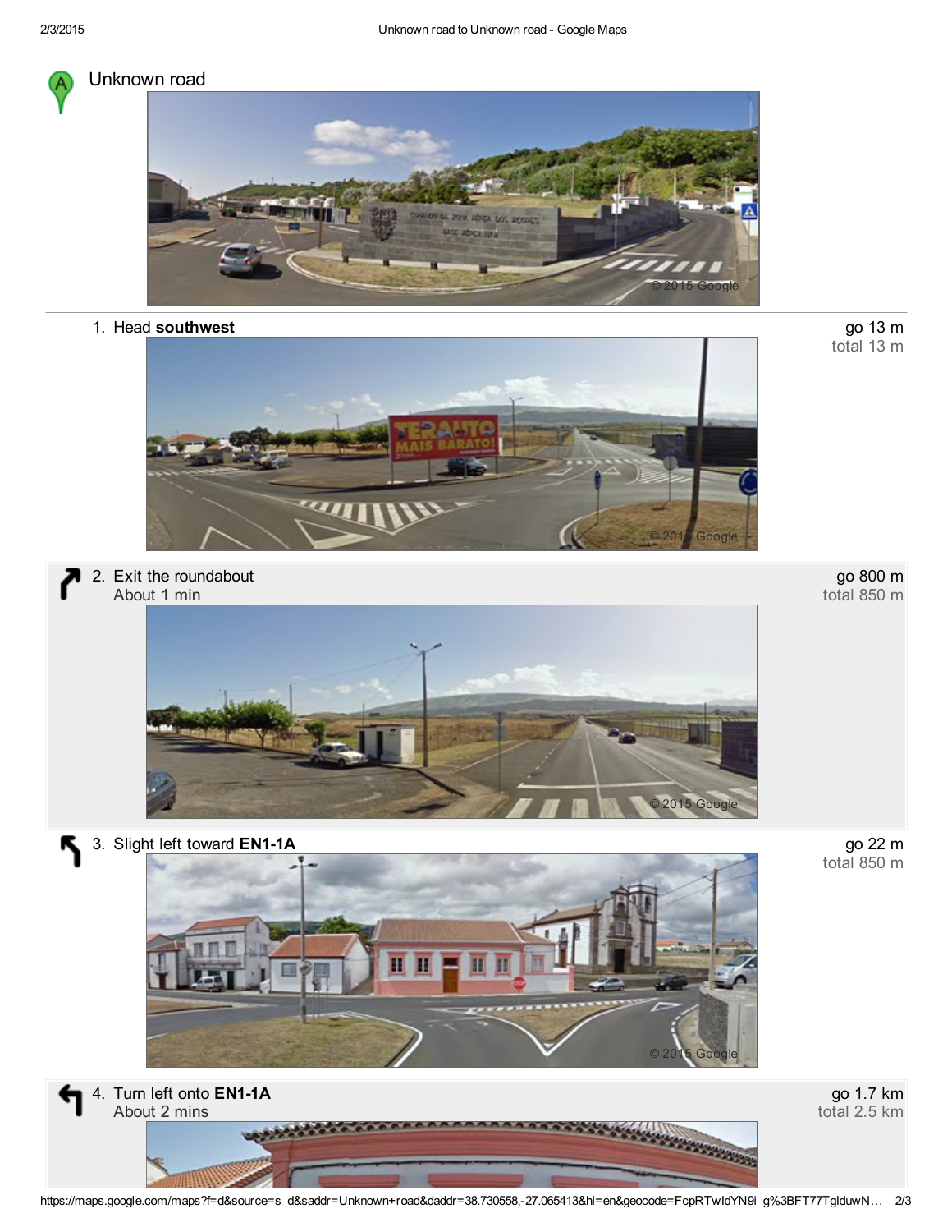Unknown road

1. Head **southwest**

go 13 m
total 13 m

2. Exit the roundabout
About 1 min

go 800 m
total 850 m

3. Slight left toward **EN1-1A**

go 22 m
total 850 m

4. Turn left onto **EN1-1A**
About 2 mins

go 1.7 km
total 2.5 km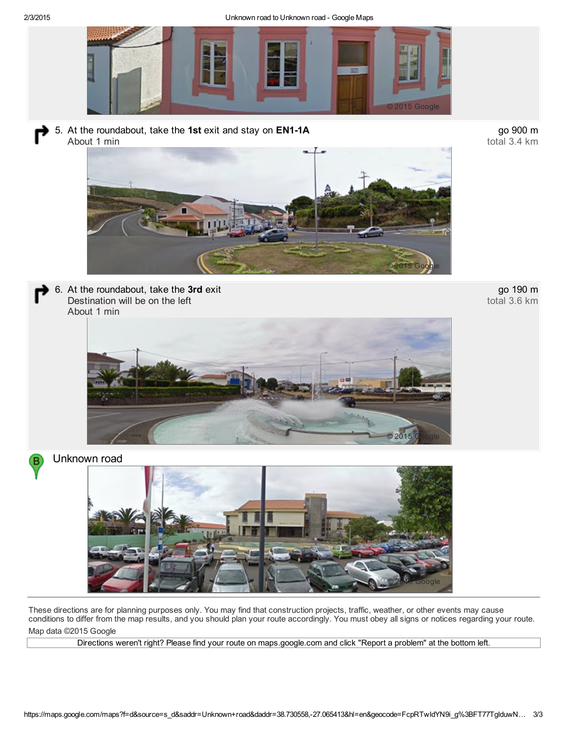5. At the roundabout, take the **1st** exit and stay on **EN1-1A**
   About 1 min

   go 900 m
   total 3.4 km

6. At the roundabout, take the **3rd** exit
   Destination will be on the left
   About 1 min

   go 190 m
   total 3.6 km

Unknown road

These directions are for planning purposes only. You may find that construction projects, traffic, weather, or other events may cause conditions to differ from the map results, and you should plan your route accordingly. You must obey all signs or notices regarding your route.

Map data ©2015 Google

Directions weren't right? Please find your route on maps.google.com and click "Report a problem" at the bottom left.